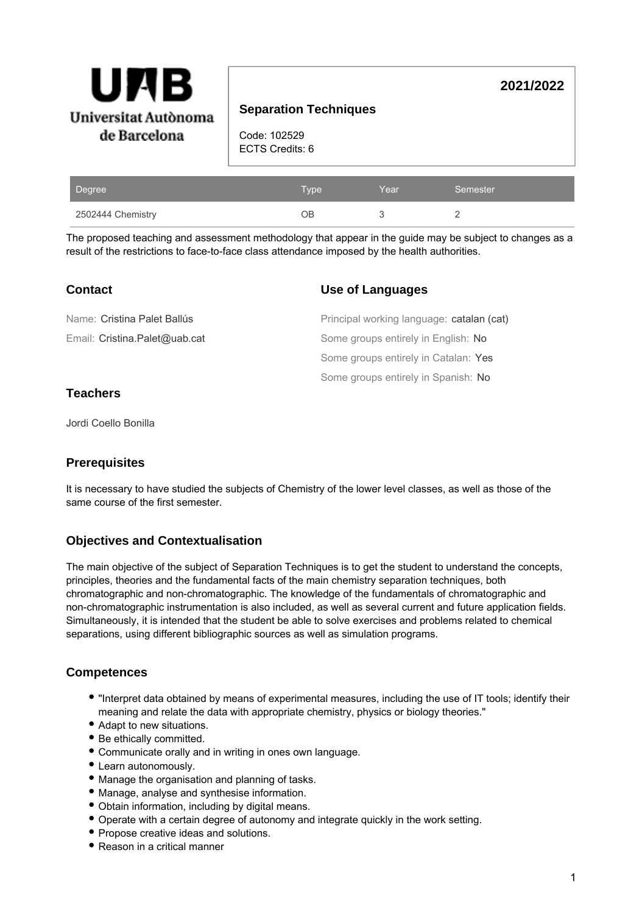Universitat Autònoma de Barcelona

# Separation Techniques

**2021/2022**

Code: 102529
ECTS Credits: 6

| Degree | Type | Year | Semester |
| --- | --- | --- | --- |
| 2502444 Chemistry | OB | 3 | 2 |

The proposed teaching and assessment methodology that appear in the guide may be subject to changes as a result of the restrictions to face-to-face class attendance imposed by the health authorities.

## Contact

Name: Cristina Palet Ballús

Email: Cristina.Palet@uab.cat

## Use of Languages

Principal working language: catalan (cat)

Some groups entirely in English: No

Some groups entirely in Catalan: Yes

Some groups entirely in Spanish: No

## Teachers

Jordi Coello Bonilla

## Prerequisites

It is necessary to have studied the subjects of Chemistry of the lower level classes, as well as those of the same course of the first semester.

## Objectives and Contextualisation

The main objective of the subject of Separation Techniques is to get the student to understand the concepts, principles, theories and the fundamental facts of the main chemistry separation techniques, both chromatographic and non-chromatographic. The knowledge of the fundamentals of chromatographic and non-chromatographic instrumentation is also included, as well as several current and future application fields. Simultaneously, it is intended that the student be able to solve exercises and problems related to chemical separations, using different bibliographic sources as well as simulation programs.

## Competences

- "Interpret data obtained by means of experimental measures, including the use of IT tools; identify their meaning and relate the data with appropriate chemistry, physics or biology theories."
- Adapt to new situations.
- Be ethically committed.
- Communicate orally and in writing in ones own language.
- Learn autonomously.
- Manage the organisation and planning of tasks.
- Manage, analyse and synthesise information.
- Obtain information, including by digital means.
- Operate with a certain degree of autonomy and integrate quickly in the work setting.
- Propose creative ideas and solutions.
- Reason in a critical manner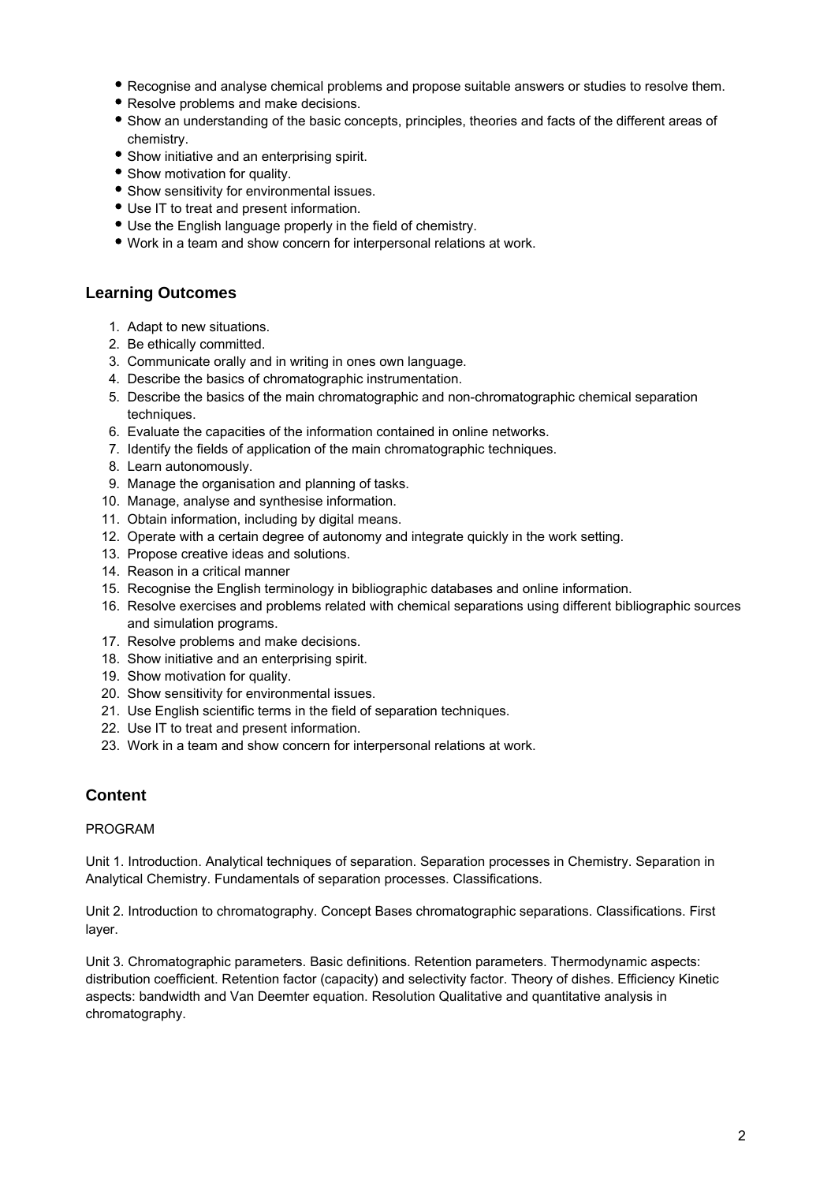- Recognise and analyse chemical problems and propose suitable answers or studies to resolve them.
- Resolve problems and make decisions.
- Show an understanding of the basic concepts, principles, theories and facts of the different areas of chemistry.
- Show initiative and an enterprising spirit.
- Show motivation for quality.
- Show sensitivity for environmental issues.
- Use IT to treat and present information.
- Use the English language properly in the field of chemistry.
- Work in a team and show concern for interpersonal relations at work.

## Learning Outcomes

1. Adapt to new situations.
2. Be ethically committed.
3. Communicate orally and in writing in ones own language.
4. Describe the basics of chromatographic instrumentation.
5. Describe the basics of the main chromatographic and non-chromatographic chemical separation techniques.
6. Evaluate the capacities of the information contained in online networks.
7. Identify the fields of application of the main chromatographic techniques.
8. Learn autonomously.
9. Manage the organisation and planning of tasks.
10. Manage, analyse and synthesise information.
11. Obtain information, including by digital means.
12. Operate with a certain degree of autonomy and integrate quickly in the work setting.
13. Propose creative ideas and solutions.
14. Reason in a critical manner
15. Recognise the English terminology in bibliographic databases and online information.
16. Resolve exercises and problems related with chemical separations using different bibliographic sources and simulation programs.
17. Resolve problems and make decisions.
18. Show initiative and an enterprising spirit.
19. Show motivation for quality.
20. Show sensitivity for environmental issues.
21. Use English scientific terms in the field of separation techniques.
22. Use IT to treat and present information.
23. Work in a team and show concern for interpersonal relations at work.

## Content

PROGRAM

Unit 1. Introduction. Analytical techniques of separation. Separation processes in Chemistry. Separation in Analytical Chemistry. Fundamentals of separation processes. Classifications.

Unit 2. Introduction to chromatography. Concept Bases chromatographic separations. Classifications. First layer.

Unit 3. Chromatographic parameters. Basic definitions. Retention parameters. Thermodynamic aspects: distribution coefficient. Retention factor (capacity) and selectivity factor. Theory of dishes. Efficiency Kinetic aspects: bandwidth and Van Deemter equation. Resolution Qualitative and quantitative analysis in chromatography.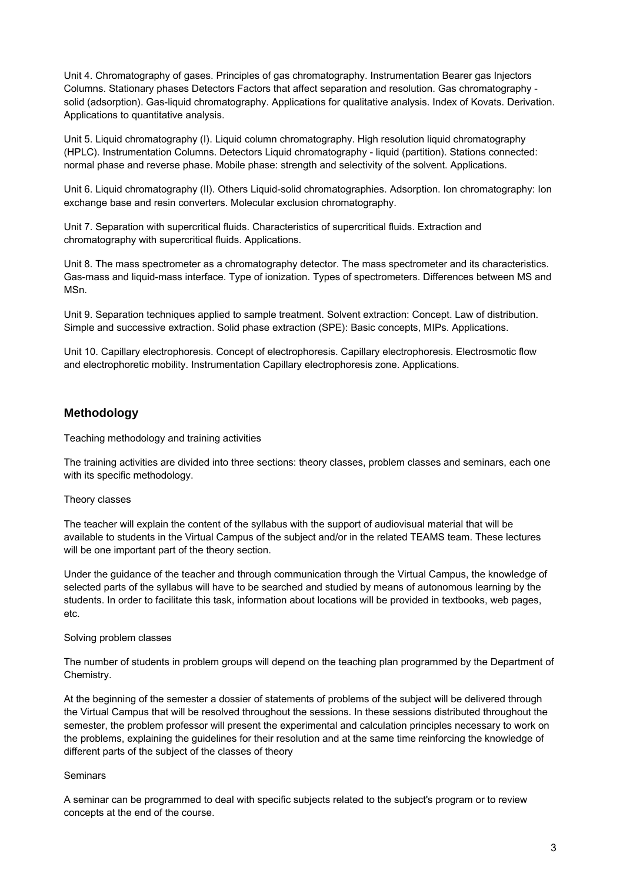Unit 4. Chromatography of gases. Principles of gas chromatography. Instrumentation Bearer gas Injectors Columns. Stationary phases Detectors Factors that affect separation and resolution. Gas chromatography - solid (adsorption). Gas-liquid chromatography. Applications for qualitative analysis. Index of Kovats. Derivation. Applications to quantitative analysis.

Unit 5. Liquid chromatography (I). Liquid column chromatography. High resolution liquid chromatography (HPLC). Instrumentation Columns. Detectors Liquid chromatography - liquid (partition). Stations connected: normal phase and reverse phase. Mobile phase: strength and selectivity of the solvent. Applications.

Unit 6. Liquid chromatography (II). Others Liquid-solid chromatographies. Adsorption. Ion chromatography: Ion exchange base and resin converters. Molecular exclusion chromatography.

Unit 7. Separation with supercritical fluids. Characteristics of supercritical fluids. Extraction and chromatography with supercritical fluids. Applications.

Unit 8. The mass spectrometer as a chromatography detector. The mass spectrometer and its characteristics. Gas-mass and liquid-mass interface. Type of ionization. Types of spectrometers. Differences between MS and MSn.

Unit 9. Separation techniques applied to sample treatment. Solvent extraction: Concept. Law of distribution. Simple and successive extraction. Solid phase extraction (SPE): Basic concepts, MIPs. Applications.

Unit 10. Capillary electrophoresis. Concept of electrophoresis. Capillary electrophoresis. Electrosmotic flow and electrophoretic mobility. Instrumentation Capillary electrophoresis zone. Applications.

## Methodology

Teaching methodology and training activities

The training activities are divided into three sections: theory classes, problem classes and seminars, each one with its specific methodology.

Theory classes

The teacher will explain the content of the syllabus with the support of audiovisual material that will be available to students in the Virtual Campus of the subject and/or in the related TEAMS team. These lectures will be one important part of the theory section.

Under the guidance of the teacher and through communication through the Virtual Campus, the knowledge of selected parts of the syllabus will have to be searched and studied by means of autonomous learning by the students. In order to facilitate this task, information about locations will be provided in textbooks, web pages, etc.

Solving problem classes

The number of students in problem groups will depend on the teaching plan programmed by the Department of Chemistry.

At the beginning of the semester a dossier of statements of problems of the subject will be delivered through the Virtual Campus that will be resolved throughout the sessions. In these sessions distributed throughout the semester, the problem professor will present the experimental and calculation principles necessary to work on the problems, explaining the guidelines for their resolution and at the same time reinforcing the knowledge of different parts of the subject of the classes of theory

Seminars

A seminar can be programmed to deal with specific subjects related to the subject's program or to review concepts at the end of the course.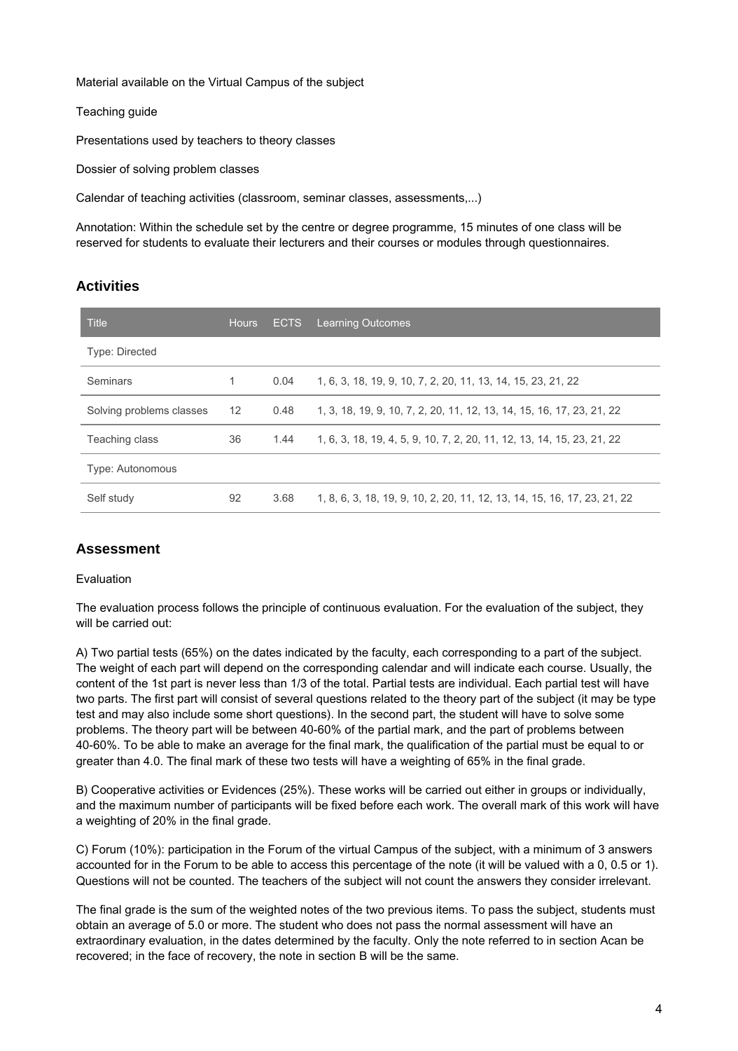Material available on the Virtual Campus of the subject

Teaching guide

Presentations used by teachers to theory classes

Dossier of solving problem classes

Calendar of teaching activities (classroom, seminar classes, assessments,...)

Annotation: Within the schedule set by the centre or degree programme, 15 minutes of one class will be reserved for students to evaluate their lecturers and their courses or modules through questionnaires.

## Activities

| Title | Hours | ECTS | Learning Outcomes |
|---|---|---|---|
| Type: Directed | | | |
| Seminars | 1 | 0.04 | 1, 6, 3, 18, 19, 9, 10, 7, 2, 20, 11, 13, 14, 15, 23, 21, 22 |
| Solving problems classes | 12 | 0.48 | 1, 3, 18, 19, 9, 10, 7, 2, 20, 11, 12, 13, 14, 15, 16, 17, 23, 21, 22 |
| Teaching class | 36 | 1.44 | 1, 6, 3, 18, 19, 4, 5, 9, 10, 7, 2, 20, 11, 12, 13, 14, 15, 23, 21, 22 |
| Type: Autonomous | | | |
| Self study | 92 | 3.68 | 1, 8, 6, 3, 18, 19, 9, 10, 2, 20, 11, 12, 13, 14, 15, 16, 17, 23, 21, 22 |

## Assessment

Evaluation

The evaluation process follows the principle of continuous evaluation. For the evaluation of the subject, they will be carried out:

A) Two partial tests (65%) on the dates indicated by the faculty, each corresponding to a part of the subject. The weight of each part will depend on the corresponding calendar and will indicate each course. Usually, the content of the 1st part is never less than 1/3 of the total. Partial tests are individual. Each partial test will have two parts. The first part will consist of several questions related to the theory part of the subject (it may be type test and may also include some short questions). In the second part, the student will have to solve some problems. The theory part will be between 40-60% of the partial mark, and the part of problems between 40-60%. To be able to make an average for the final mark, the qualification of the partial must be equal to or greater than 4.0. The final mark of these two tests will have a weighting of 65% in the final grade.

B) Cooperative activities or Evidences (25%). These works will be carried out either in groups or individually, and the maximum number of participants will be fixed before each work. The overall mark of this work will have a weighting of 20% in the final grade.

C) Forum (10%): participation in the Forum of the virtual Campus of the subject, with a minimum of 3 answers accounted for in the Forum to be able to access this percentage of the note (it will be valued with a 0, 0.5 or 1). Questions will not be counted. The teachers of the subject will not count the answers they consider irrelevant.

The final grade is the sum of the weighted notes of the two previous items. To pass the subject, students must obtain an average of 5.0 or more. The student who does not pass the normal assessment will have an extraordinary evaluation, in the dates determined by the faculty. Only the note referred to in section Acan be recovered; in the face of recovery, the note in section B will be the same.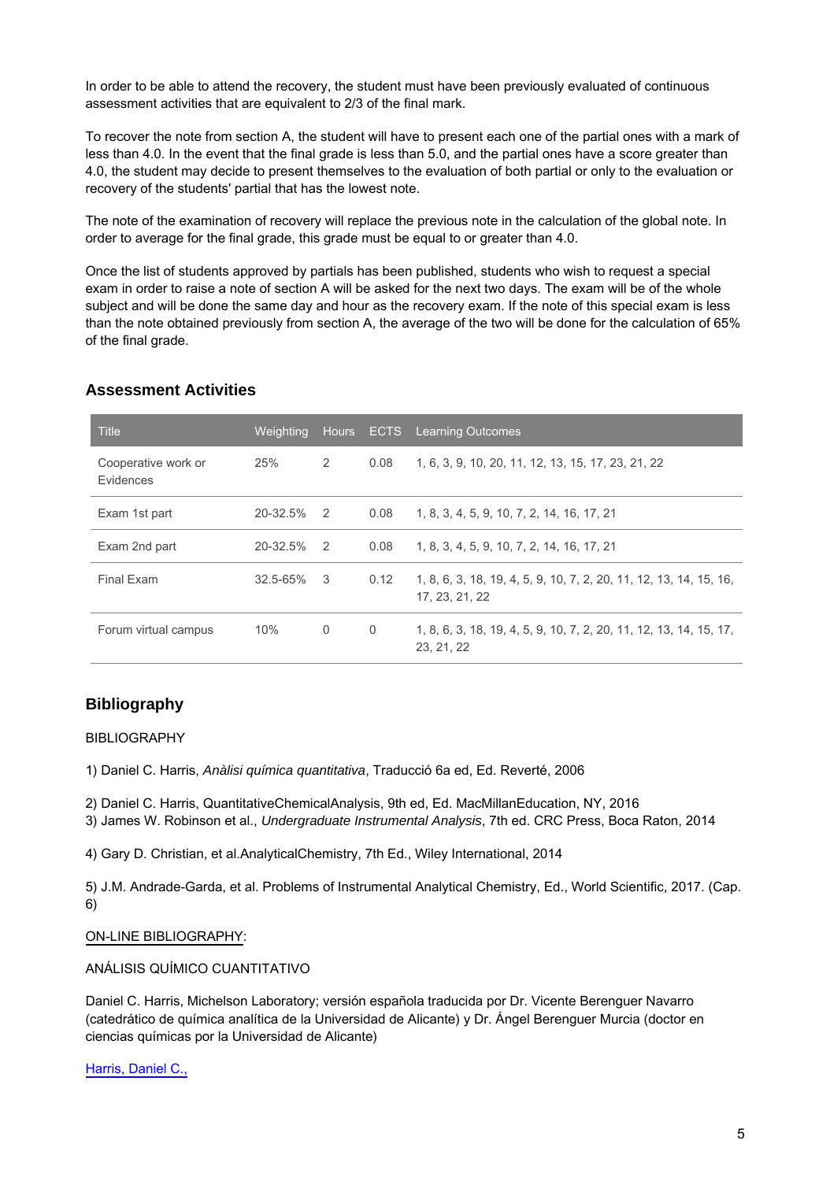In order to be able to attend the recovery, the student must have been previously evaluated of continuous assessment activities that are equivalent to 2/3 of the final mark.

To recover the note from section A, the student will have to present each one of the partial ones with a mark of less than 4.0. In the event that the final grade is less than 5.0, and the partial ones have a score greater than 4.0, the student may decide to present themselves to the evaluation of both partial or only to the evaluation or recovery of the students' partial that has the lowest note.

The note of the examination of recovery will replace the previous note in the calculation of the global note. In order to average for the final grade, this grade must be equal to or greater than 4.0.

Once the list of students approved by partials has been published, students who wish to request a special exam in order to raise a note of section A will be asked for the next two days. The exam will be of the whole subject and will be done the same day and hour as the recovery exam. If the note of this special exam is less than the note obtained previously from section A, the average of the two will be done for the calculation of 65% of the final grade.

## Assessment Activities

| Title | Weighting | Hours | ECTS | Learning Outcomes |
|---|---|---|---|---|
| Cooperative work or Evidences | 25% | 2 | 0.08 | 1, 6, 3, 9, 10, 20, 11, 12, 13, 15, 17, 23, 21, 22 |
| Exam 1st part | 20-32.5% | 2 | 0.08 | 1, 8, 3, 4, 5, 9, 10, 7, 2, 14, 16, 17, 21 |
| Exam 2nd part | 20-32.5% | 2 | 0.08 | 1, 8, 3, 4, 5, 9, 10, 7, 2, 14, 16, 17, 21 |
| Final Exam | 32.5-65% | 3 | 0.12 | 1, 8, 6, 3, 18, 19, 4, 5, 9, 10, 7, 2, 20, 11, 12, 13, 14, 15, 16, 17, 23, 21, 22 |
| Forum virtual campus | 10% | 0 | 0 | 1, 8, 6, 3, 18, 19, 4, 5, 9, 10, 7, 2, 20, 11, 12, 13, 14, 15, 17, 23, 21, 22 |

## Bibliography

BIBLIOGRAPHY

1) Daniel C. Harris, *Anàlisi química quantitativa*, Traducció 6a ed, Ed. Reverté, 2006

2) Daniel C. Harris, QuantitativeChemicalAnalysis, 9th ed, Ed. MacMillanEducation, NY, 2016
3) James W. Robinson et al., *Undergraduate Instrumental Analysis*, 7th ed. CRC Press, Boca Raton, 2014

4) Gary D. Christian, et al.AnalyticalChemistry, 7th Ed., Wiley International, 2014

5) J.M. Andrade-Garda, et al. Problems of Instrumental Analytical Chemistry, Ed., World Scientific, 2017. (Cap. 6)

ON-LINE BIBLIOGRAPHY:

ANÁLISIS QUÍMICO CUANTITATIVO

Daniel C. Harris, Michelson Laboratory; versión española traducida por Dr. Vicente Berenguer Navarro (catedrático de química analítica de la Universidad de Alicante) y Dr. Ángel Berenguer Murcia (doctor en ciencias químicas por la Universidad de Alicante)

Harris, Daniel C.,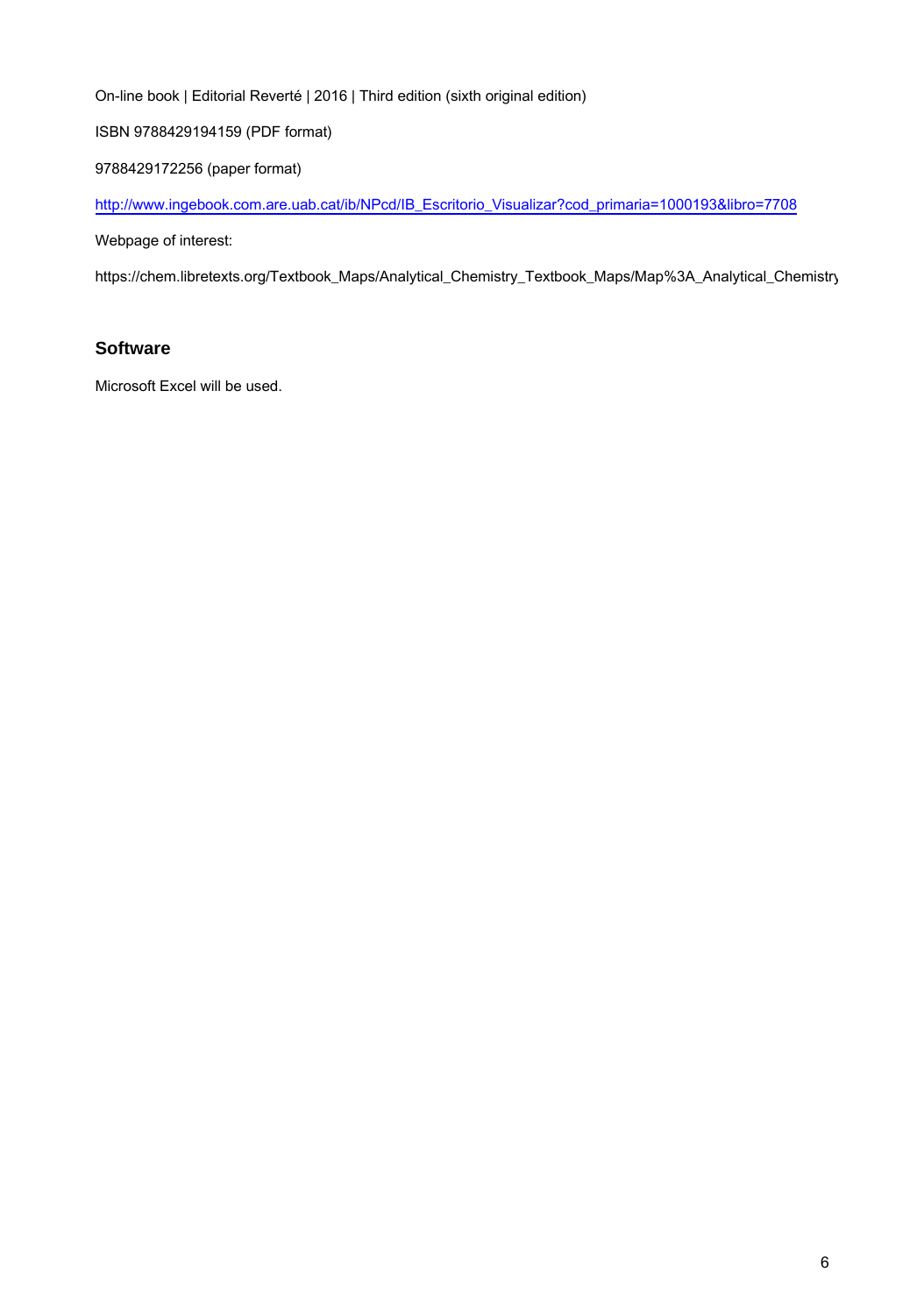On-line book | Editorial Reverté | 2016 | Third edition (sixth original edition)

ISBN 9788429194159 (PDF format)

9788429172256 (paper format)

http://www.ingebook.com.are.uab.cat/ib/NPcd/IB_Escritorio_Visualizar?cod_primaria=1000193&libro=7708

Webpage of interest:

https://chem.libretexts.org/Textbook_Maps/Analytical_Chemistry_Textbook_Maps/Map%3A_Analytical_Chemistry

## Software

Microsoft Excel will be used.